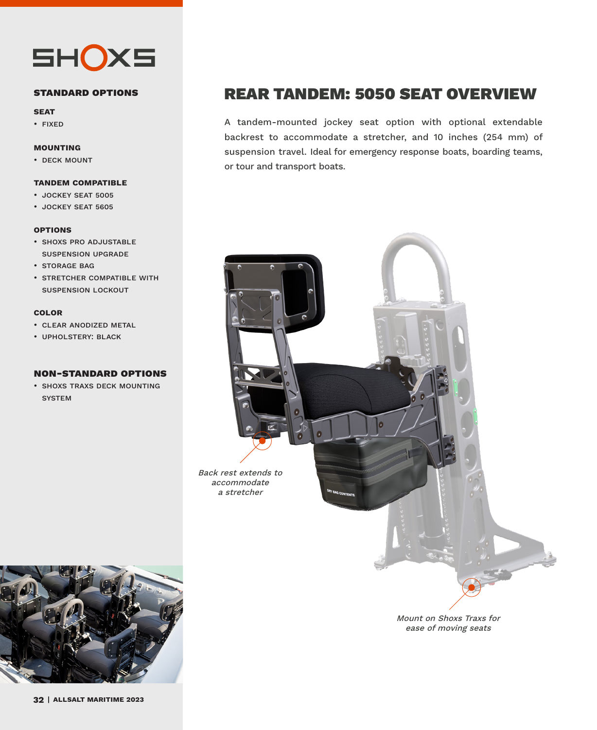SHOXS

## STANDARD OPTIONS

### SEAT

- FIXED

### MOUNTING

- DECK MOUNT

### TANDEM COMPATIBLE

- JOCKEY SEAT 5005
- JOCKEY SEAT 5605

### OPTIONS

- SHOXS PRO ADJUSTABLE SUSPENSION UPGRADE
- STORAGE BAG
- STRETCHER COMPATIBLE WITH SUSPENSION LOCKOUT

### COLOR

- CLEAR ANODIZED METAL
- UPHOLSTERY: BLACK

## NON-STANDARD OPTIONS

- SHOXS TRAXS DECK MOUNTING SYSTEM

# REAR TANDEM: 5050 SEAT OVERVIEW

A tandem-mounted jockey seat option with optional extendable backrest to accommodate a stretcher, and 10 inches (254 mm) of suspension travel. Ideal for emergency response boats, boarding teams, or tour and transport boats.

*Back rest extends to accommodate a stretcher*

*Mount on Shoxs Traxs for ease of moving seats*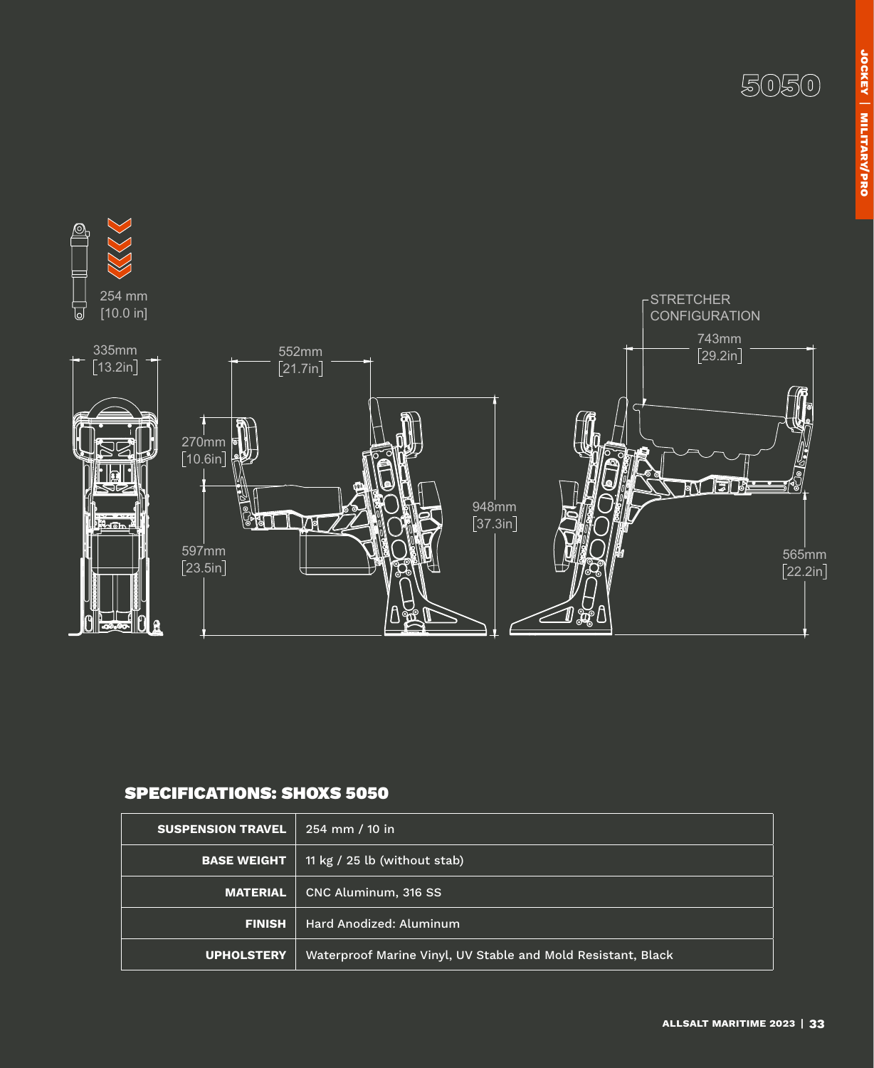# 5050

254 mm
[10.0 in]

335mm
[13.2in]

552mm
[21.7in]

270mm
[10.6in]

597mm
[23.5in]

948mm
[37.3in]

STRETCHER
CONFIGURATION

743mm
[29.2in]

565mm
[22.2in]

## SPECIFICATIONS: SHOXS 5050

| | |
|---|---|
| **SUSPENSION TRAVEL** | 254 mm / 10 in |
| **BASE WEIGHT** | 11 kg / 25 lb (without stab) |
| **MATERIAL** | CNC Aluminum, 316 SS |
| **FINISH** | Hard Anodized: Aluminum |
| **UPHOLSTERY** | Waterproof Marine Vinyl, UV Stable and Mold Resistant, Black |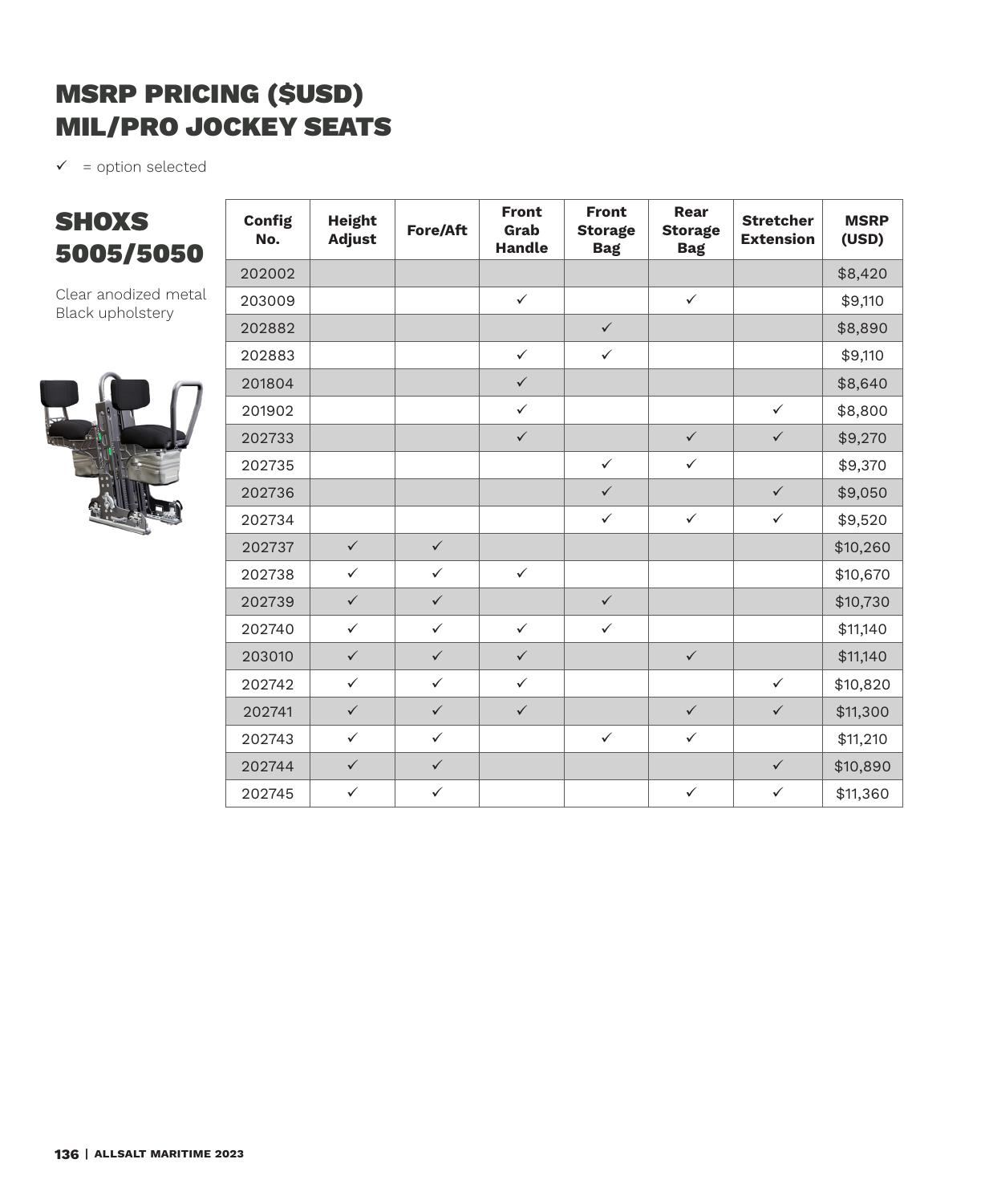# MSRP PRICING ($USD) MIL/PRO JOCKEY SEATS

✓ = option selected

## SHOXS 5005/5050

Clear anodized metal
Black upholstery

| Config No. | Height Adjust | Fore/Aft | Front Grab Handle | Front Storage Bag | Rear Storage Bag | Stretcher Extension | MSRP (USD) |
|---|---|---|---|---|---|---|---|
| 202002 | | | | | | | $8,420 |
| 203009 | | | ✓ | | ✓ | | $9,110 |
| 202882 | | | | ✓ | | | $8,890 |
| 202883 | | | ✓ | ✓ | | | $9,110 |
| 201804 | | | ✓ | | | | $8,640 |
| 201902 | | | ✓ | | | ✓ | $8,800 |
| 202733 | | | ✓ | | ✓ | ✓ | $9,270 |
| 202735 | | | | ✓ | ✓ | | $9,370 |
| 202736 | | | | ✓ | | ✓ | $9,050 |
| 202734 | | | | ✓ | ✓ | ✓ | $9,520 |
| 202737 | ✓ | ✓ | | | | | $10,260 |
| 202738 | ✓ | ✓ | ✓ | | | | $10,670 |
| 202739 | ✓ | ✓ | | ✓ | | | $10,730 |
| 202740 | ✓ | ✓ | ✓ | ✓ | | | $11,140 |
| 203010 | ✓ | ✓ | ✓ | | ✓ | | $11,140 |
| 202742 | ✓ | ✓ | ✓ | | | ✓ | $10,820 |
| 202741 | ✓ | ✓ | ✓ | | ✓ | ✓ | $11,300 |
| 202743 | ✓ | ✓ | | ✓ | ✓ | | $11,210 |
| 202744 | ✓ | ✓ | | | | ✓ | $10,890 |
| 202745 | ✓ | ✓ | | | ✓ | ✓ | $11,360 |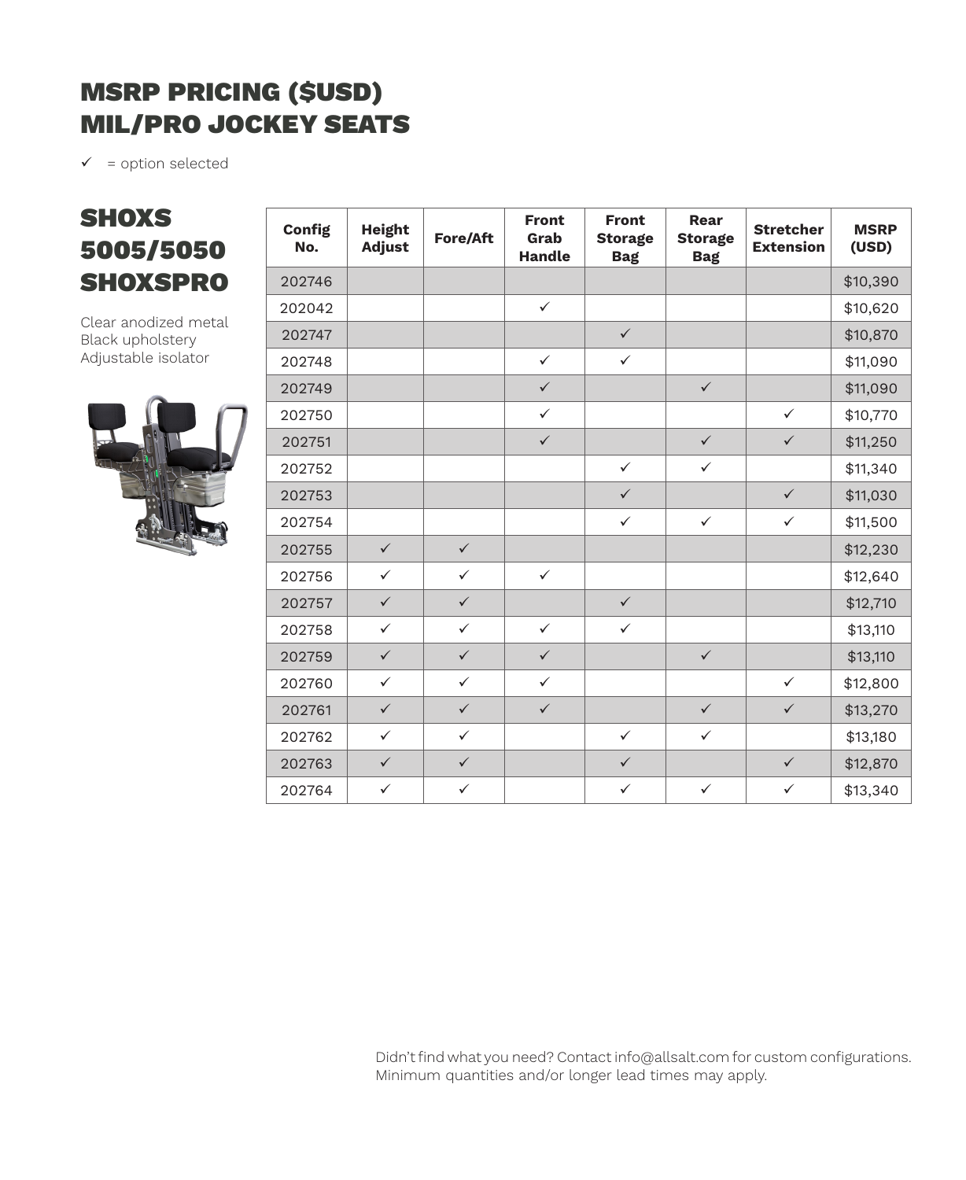# MSRP PRICING ($USD)
# MIL/PRO JOCKEY SEATS

✓ = option selected

## SHOXS 5005/5050 SHOXSPRO

Clear anodized metal
Black upholstery
Adjustable isolator

| Config No. | Height Adjust | Fore/Aft | Front Grab Handle | Front Storage Bag | Rear Storage Bag | Stretcher Extension | MSRP (USD) |
|---|---|---|---|---|---|---|---|
| 202746 | | | | | | | $10,390 |
| 202042 | | | ✓ | | | | $10,620 |
| 202747 | | | | ✓ | | | $10,870 |
| 202748 | | | ✓ | ✓ | | | $11,090 |
| 202749 | | | ✓ | | ✓ | | $11,090 |
| 202750 | | | ✓ | | | ✓ | $10,770 |
| 202751 | | | ✓ | | ✓ | ✓ | $11,250 |
| 202752 | | | | ✓ | ✓ | | $11,340 |
| 202753 | | | | ✓ | | ✓ | $11,030 |
| 202754 | | | | ✓ | ✓ | ✓ | $11,500 |
| 202755 | ✓ | ✓ | | | | | $12,230 |
| 202756 | ✓ | ✓ | ✓ | | | | $12,640 |
| 202757 | ✓ | ✓ | | ✓ | | | $12,710 |
| 202758 | ✓ | ✓ | ✓ | ✓ | | | $13,110 |
| 202759 | ✓ | ✓ | ✓ | | ✓ | | $13,110 |
| 202760 | ✓ | ✓ | ✓ | | | ✓ | $12,800 |
| 202761 | ✓ | ✓ | ✓ | | ✓ | ✓ | $13,270 |
| 202762 | ✓ | ✓ | | ✓ | ✓ | | $13,180 |
| 202763 | ✓ | ✓ | | ✓ | | ✓ | $12,870 |
| 202764 | ✓ | ✓ | | ✓ | ✓ | ✓ | $13,340 |

Didn't find what you need? Contact info@allsalt.com for custom configurations.
Minimum quantities and/or longer lead times may apply.